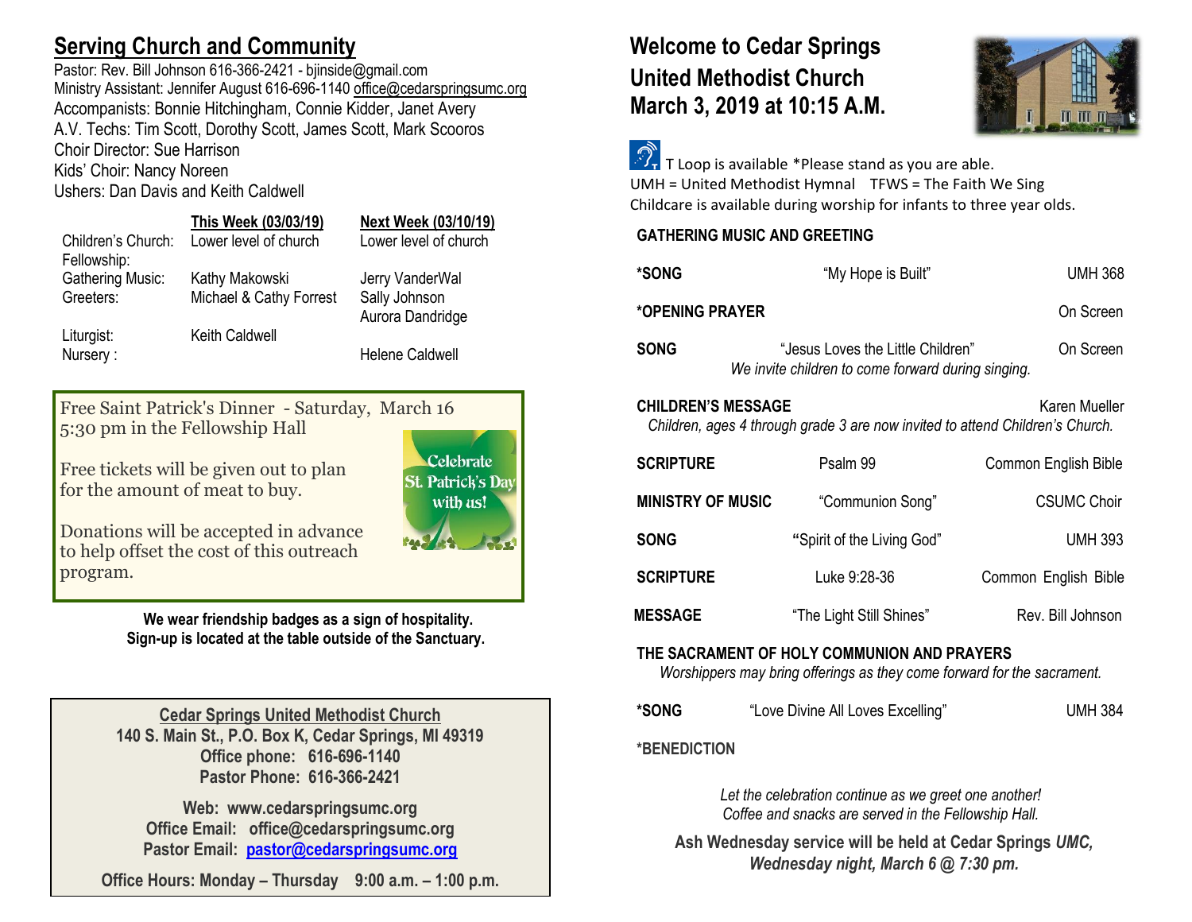## Serving Church and Community

Pastor: Rev. Bill Johnson 616-366-2421 - bjinside@gmail.com
Ministry Assistant: Jennifer August 616-696-1140 office@cedarspringsumc.org
Accompanists: Bonnie Hitchingham, Connie Kidder, Janet Avery
A.V. Techs: Tim Scott, Dorothy Scott, James Scott, Mark Scooros
Choir Director: Sue Harrison
Kids' Choir: Nancy Noreen
Ushers: Dan Davis and Keith Caldwell

| | This Week (03/03/19) | Next Week (03/10/19) |
|---|---|---|
| Children's Church: | Lower level of church | Lower level of church |
| Fellowship: | | |
| Gathering Music: | Kathy Makowski | Jerry VanderWal |
| Greeters: | Michael & Cathy Forrest | Sally Johnson<br>Aurora Dandridge |
| Liturgist: | Keith Caldwell | |
| Nursery : | | Helene Caldwell |

Free Saint Patrick's Dinner - Saturday, March 16
5:30 pm in the Fellowship Hall

Free tickets will be given out to plan for the amount of meat to buy.

Donations will be accepted in advance to help offset the cost of this outreach program.

Celebrate St. Patrick's Day with us!

**We wear friendship badges as a sign of hospitality.**
**Sign-up is located at the table outside of the Sanctuary.**

**Cedar Springs United Methodist Church**
**140 S. Main St., P.O. Box K, Cedar Springs, MI 49319**
**Office phone: 616-696-1140**
**Pastor Phone: 616-366-2421**

**Web: www.cedarspringsumc.org**
**Office Email: office@cedarspringsumc.org**
**Pastor Email: pastor@cedarspringsumc.org**

**Office Hours: Monday – Thursday 9:00 a.m. – 1:00 p.m.**

# Welcome to Cedar Springs United Methodist Church
# March 3, 2019 at 10:15 A.M.

T Loop is available *Please stand as you are able.
UMH = United Methodist Hymnal TFWS = The Faith We Sing
Childcare is available during worship for infants to three year olds.

**GATHERING MUSIC AND GREETING**

**\*SONG** "My Hope is Built" UMH 368

**\*OPENING PRAYER** On Screen

**SONG** "Jesus Loves the Little Children" On Screen
*We invite children to come forward during singing.*

**CHILDREN'S MESSAGE** Karen Mueller
*Children, ages 4 through grade 3 are now invited to attend Children's Church.*

**SCRIPTURE** Psalm 99 Common English Bible

**MINISTRY OF MUSIC** "Communion Song" CSUMC Choir

**SONG** "Spirit of the Living God" UMH 393

**SCRIPTURE** Luke 9:28-36 Common English Bible

**MESSAGE** "The Light Still Shines" Rev. Bill Johnson

**THE SACRAMENT OF HOLY COMMUNION AND PRAYERS**
*Worshippers may bring offerings as they come forward for the sacrament.*

**\*SONG** "Love Divine All Loves Excelling" UMH 384

**\*BENEDICTION**

*Let the celebration continue as we greet one another!*
*Coffee and snacks are served in the Fellowship Hall.*

**Ash Wednesday service will be held at Cedar Springs *UMC, Wednesday night, March 6 @ 7:30 pm.***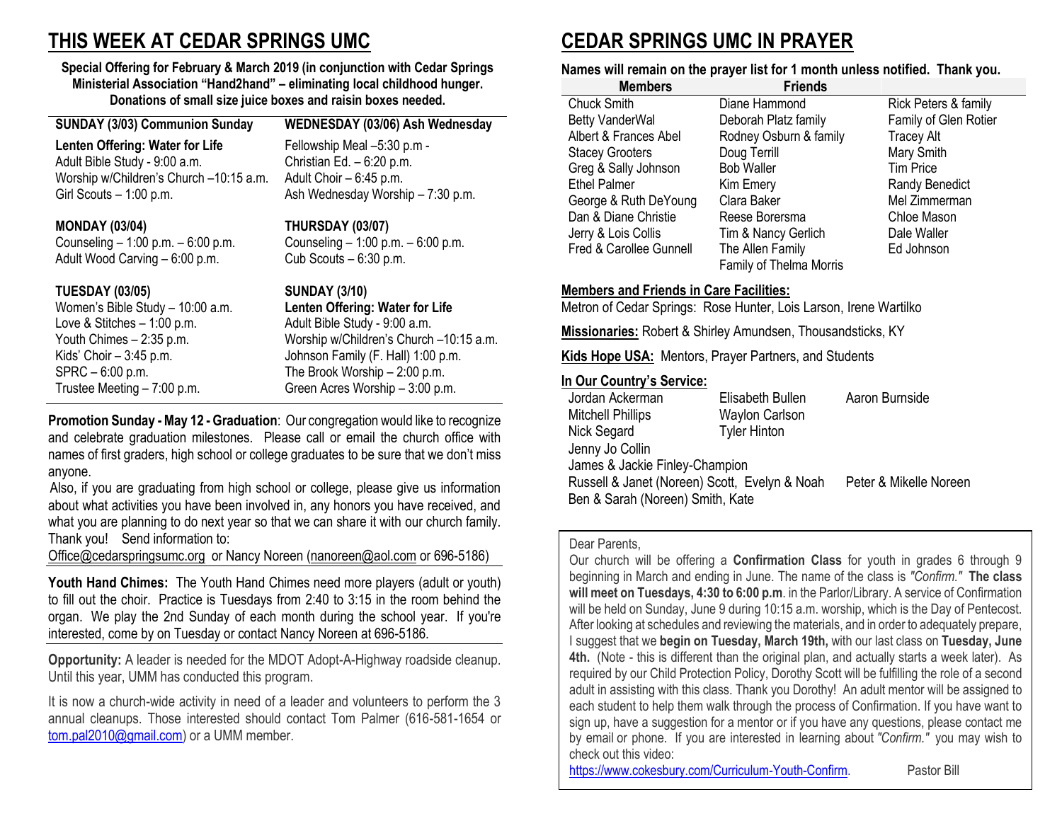# THIS WEEK AT CEDAR SPRINGS UMC

**Special Offering for February & March 2019 (in conjunction with Cedar Springs Ministerial Association "Hand2hand" – eliminating local childhood hunger. Donations of small size juice boxes and raisin boxes needed.**

**SUNDAY (3/03) Communion Sunday**

**Lenten Offering: Water for Life**
Adult Bible Study - 9:00 a.m.
Worship w/Children's Church –10:15 a.m.
Girl Scouts – 1:00 p.m.

**MONDAY (03/04)**
Counseling – 1:00 p.m. – 6:00 p.m.
Adult Wood Carving – 6:00 p.m.

**TUESDAY (03/05)**
Women's Bible Study – 10:00 a.m.
Love & Stitches – 1:00 p.m.
Youth Chimes – 2:35 p.m.
Kids' Choir – 3:45 p.m.
SPRC – 6:00 p.m.
Trustee Meeting – 7:00 p.m.

**WEDNESDAY (03/06) Ash Wednesday**
Fellowship Meal –5:30 p.m -
Christian Ed. – 6:20 p.m.
Adult Choir – 6:45 p.m.
Ash Wednesday Worship – 7:30 p.m.

**THURSDAY (03/07)**
Counseling – 1:00 p.m. – 6:00 p.m.
Cub Scouts – 6:30 p.m.

**SUNDAY (3/10)**
**Lenten Offering: Water for Life**
Adult Bible Study - 9:00 a.m.
Worship w/Children's Church –10:15 a.m.
Johnson Family (F. Hall) 1:00 p.m.
The Brook Worship – 2:00 p.m.
Green Acres Worship – 3:00 p.m.

**Promotion Sunday - May 12 - Graduation**: Our congregation would like to recognize and celebrate graduation milestones. Please call or email the church office with names of first graders, high school or college graduates to be sure that we don't miss anyone.

Also, if you are graduating from high school or college, please give us information about what activities you have been involved in, any honors you have received, and what you are planning to do next year so that we can share it with our church family. Thank you! Send information to:
Office@cedarspringsumc.org or Nancy Noreen (nanoreen@aol.com or 696-5186)

**Youth Hand Chimes:** The Youth Hand Chimes need more players (adult or youth) to fill out the choir. Practice is Tuesdays from 2:40 to 3:15 in the room behind the organ. We play the 2nd Sunday of each month during the school year. If you're interested, come by on Tuesday or contact Nancy Noreen at 696-5186.

**Opportunity:** A leader is needed for the MDOT Adopt-A-Highway roadside cleanup. Until this year, UMM has conducted this program.

It is now a church-wide activity in need of a leader and volunteers to perform the 3 annual cleanups. Those interested should contact Tom Palmer (616-581-1654 or tom.pal2010@gmail.com) or a UMM member.

# CEDAR SPRINGS UMC IN PRAYER

**Names will remain on the prayer list for 1 month unless notified. Thank you.**

| Members | Friends | |
|---|---|---|
| Chuck Smith | Diane Hammond | Rick Peters & family |
| Betty VanderWal | Deborah Platz family | Family of Glen Rotier |
| Albert & Frances Abel | Rodney Osburn & family | Tracey Alt |
| Stacey Grooters | Doug Terrill | Mary Smith |
| Greg & Sally Johnson | Bob Waller | Tim Price |
| Ethel Palmer | Kim Emery | Randy Benedict |
| George & Ruth DeYoung | Clara Baker | Mel Zimmerman |
| Dan & Diane Christie | Reese Borersma | Chloe Mason |
| Jerry & Lois Collis | Tim & Nancy Gerlich | Dale Waller |
| Fred & Carollee Gunnell | The Allen Family | Ed Johnson |
| | Family of Thelma Morris | |

**Members and Friends in Care Facilities:**
Metron of Cedar Springs: Rose Hunter, Lois Larson, Irene Wartilko

**Missionaries:** Robert & Shirley Amundsen, Thousandsticks, KY

**Kids Hope USA:** Mentors, Prayer Partners, and Students

**In Our Country's Service:**

| | | |
|---|---|---|
| Jordan Ackerman | Elisabeth Bullen | Aaron Burnside |
| Mitchell Phillips | Waylon Carlson | |
| Nick Segard | Tyler Hinton | |
| Jenny Jo Collin | | |
| James & Jackie Finley-Champion | | |
| Russell & Janet (Noreen) Scott, Evelyn & Noah | | Peter & Mikelle Noreen |
| Ben & Sarah (Noreen) Smith, Kate | | |

Dear Parents,
Our church will be offering a **Confirmation Class** for youth in grades 6 through 9 beginning in March and ending in June. The name of the class is *"Confirm."* **The class will meet on Tuesdays, 4:30 to 6:00 p.m**. in the Parlor/Library. A service of Confirmation will be held on Sunday, June 9 during 10:15 a.m. worship, which is the Day of Pentecost. After looking at schedules and reviewing the materials, and in order to adequately prepare, I suggest that we **begin on Tuesday, March 19th,** with our last class on **Tuesday, June 4th.** (Note - this is different than the original plan, and actually starts a week later). As required by our Child Protection Policy, Dorothy Scott will be fulfilling the role of a second adult in assisting with this class. Thank you Dorothy! An adult mentor will be assigned to each student to help them walk through the process of Confirmation. If you have want to sign up, have a suggestion for a mentor or if you have any questions, please contact me by email or phone. If you are interested in learning about *"Confirm."* you may wish to check out this video:
https://www.cokesbury.com/Curriculum-Youth-Confirm. Pastor Bill